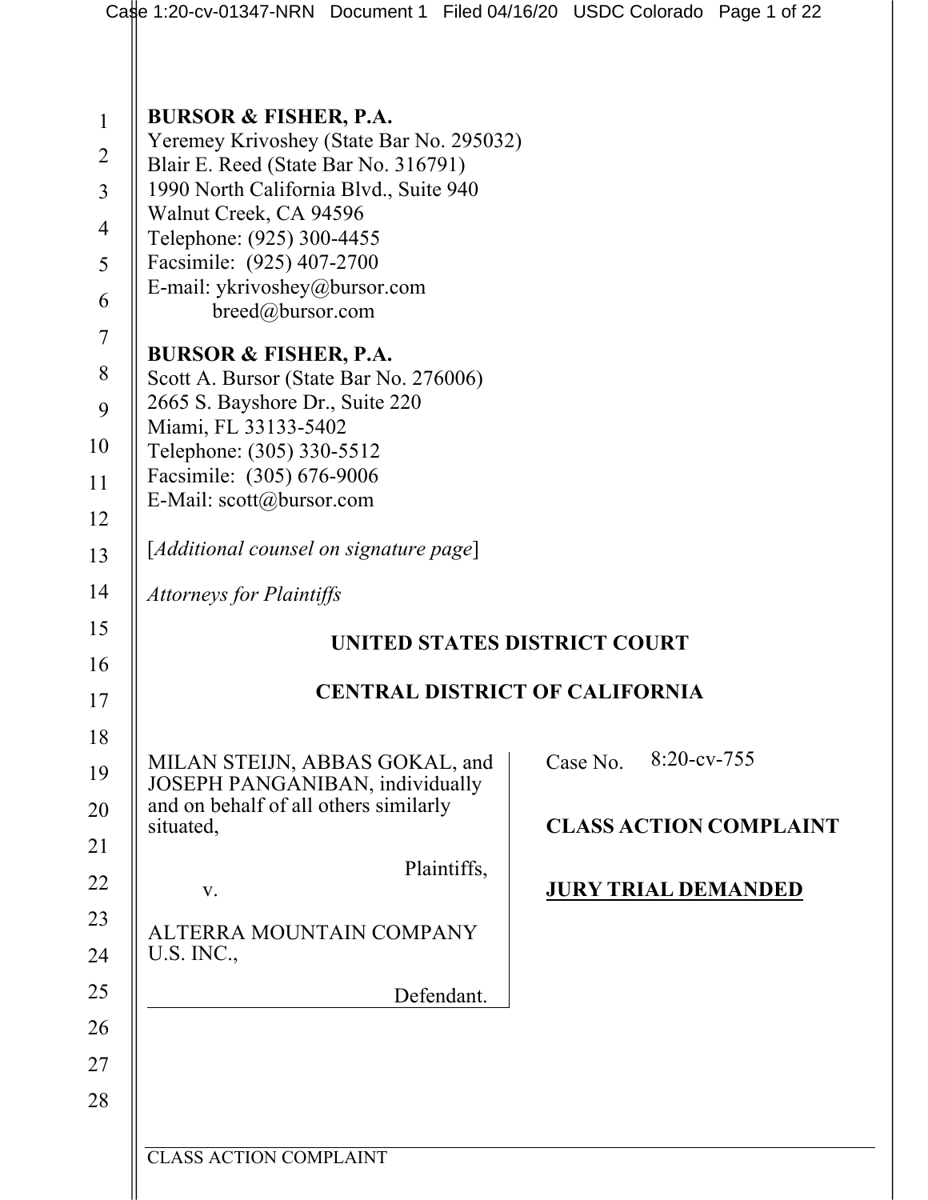**BURSOR & FISHER, P.A.**
Yeremey Krivoshey (State Bar No. 295032)
Blair E. Reed (State Bar No. 316791)
1990 North California Blvd., Suite 940
Walnut Creek, CA 94596
Telephone: (925) 300-4455
Facsimile: (925) 407-2700
E-mail: ykrivoshey@bursor.com
breed@bursor.com

**BURSOR & FISHER, P.A.**
Scott A. Bursor (State Bar No. 276006)
2665 S. Bayshore Dr., Suite 220
Miami, FL 33133-5402
Telephone: (305) 330-5512
Facsimile: (305) 676-9006
E-Mail: scott@bursor.com

[*Additional counsel on signature page*]

*Attorneys for Plaintiffs*

**UNITED STATES DISTRICT COURT**

**CENTRAL DISTRICT OF CALIFORNIA**

| | |
|---|---|
| MILAN STEIJN, ABBAS GOKAL, and JOSEPH PANGANIBAN, individually and on behalf of all others similarly situated,<br><br>Plaintiffs,<br><br>v.<br><br>ALTERRA MOUNTAIN COMPANY U.S. INC.,<br><br>Defendant. | Case No. 8:20-cv-755<br><br>**CLASS ACTION COMPLAINT**<br><br>**JURY TRIAL DEMANDED** |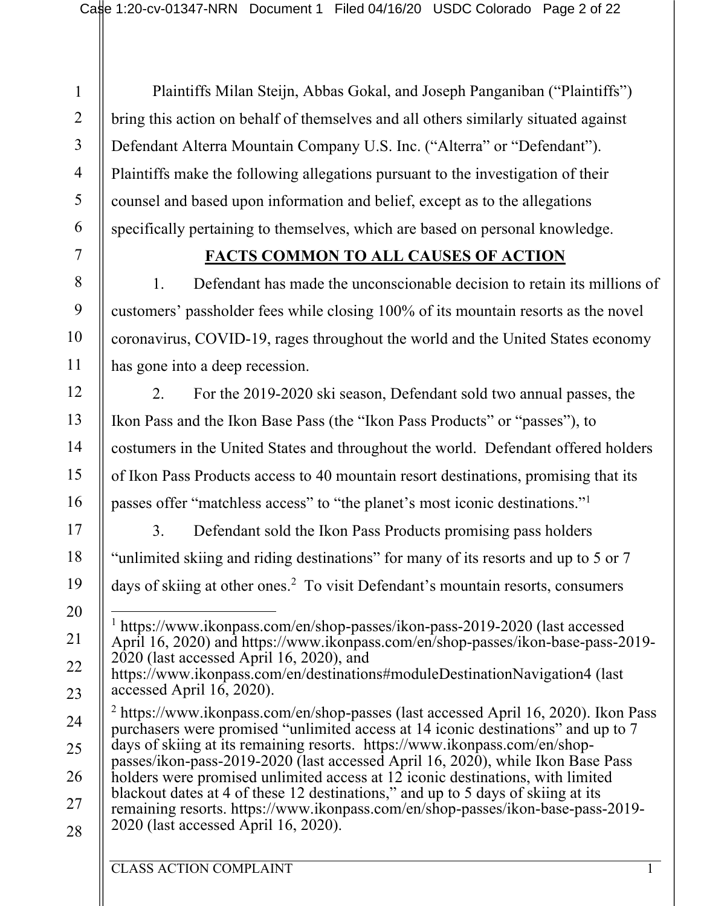Plaintiffs Milan Steijn, Abbas Gokal, and Joseph Panganiban ("Plaintiffs") bring this action on behalf of themselves and all others similarly situated against Defendant Alterra Mountain Company U.S. Inc. ("Alterra" or "Defendant"). Plaintiffs make the following allegations pursuant to the investigation of their counsel and based upon information and belief, except as to the allegations specifically pertaining to themselves, which are based on personal knowledge.

## FACTS COMMON TO ALL CAUSES OF ACTION

1. Defendant has made the unconscionable decision to retain its millions of customers' passholder fees while closing 100% of its mountain resorts as the novel coronavirus, COVID-19, rages throughout the world and the United States economy has gone into a deep recession.

2. For the 2019-2020 ski season, Defendant sold two annual passes, the Ikon Pass and the Ikon Base Pass (the "Ikon Pass Products" or "passes"), to costumers in the United States and throughout the world. Defendant offered holders of Ikon Pass Products access to 40 mountain resort destinations, promising that its passes offer "matchless access" to "the planet's most iconic destinations."[1]

3. Defendant sold the Ikon Pass Products promising pass holders "unlimited skiing and riding destinations" for many of its resorts and up to 5 or 7 days of skiing at other ones.[2] To visit Defendant's mountain resorts, consumers

---

[1] https://www.ikonpass.com/en/shop-passes/ikon-pass-2019-2020 (last accessed April 16, 2020) and https://www.ikonpass.com/en/shop-passes/ikon-base-pass-2019-2020 (last accessed April 16, 2020), and https://www.ikonpass.com/en/destinations#moduleDestinationNavigation4 (last accessed April 16, 2020).

[2] https://www.ikonpass.com/en/shop-passes (last accessed April 16, 2020). Ikon Pass purchasers were promised "unlimited access at 14 iconic destinations" and up to 7 days of skiing at its remaining resorts. https://www.ikonpass.com/en/shop-passes/ikon-pass-2019-2020 (last accessed April 16, 2020), while Ikon Base Pass holders were promised unlimited access at 12 iconic destinations, with limited blackout dates at 4 of these 12 destinations," and up to 5 days of skiing at its remaining resorts. https://www.ikonpass.com/en/shop-passes/ikon-base-pass-2019-2020 (last accessed April 16, 2020).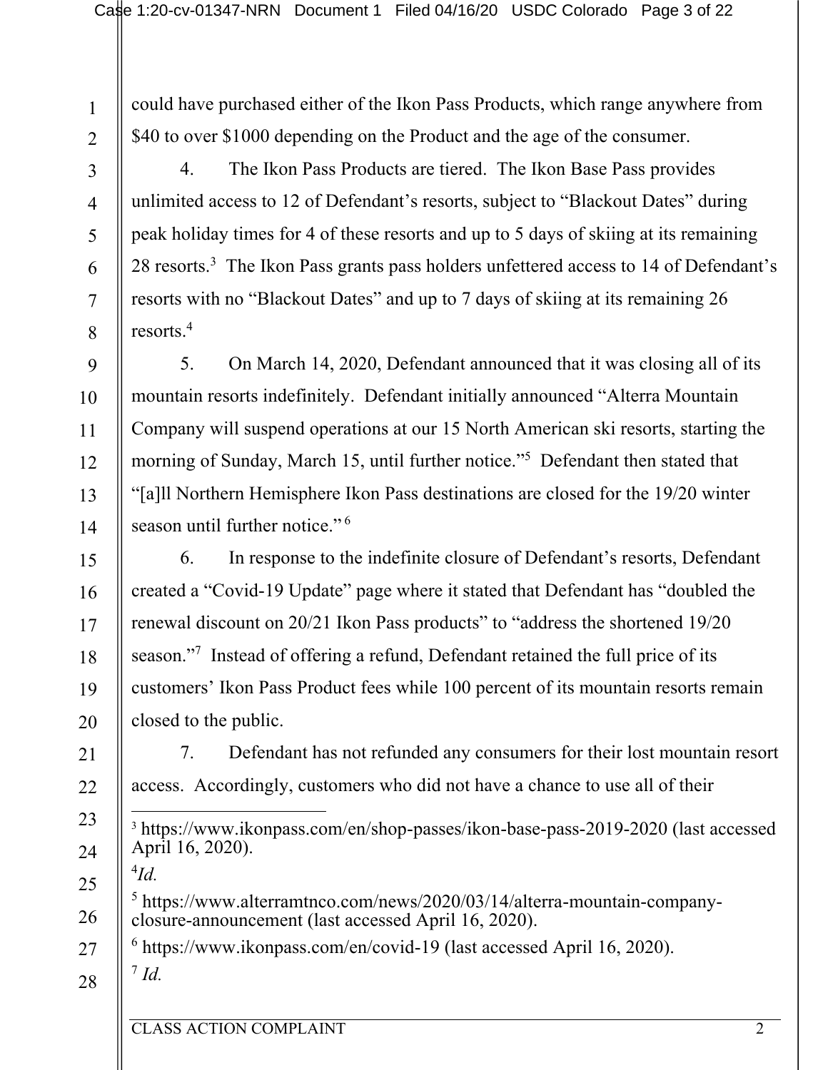could have purchased either of the Ikon Pass Products, which range anywhere from $40 to over $1000 depending on the Product and the age of the consumer.

4. The Ikon Pass Products are tiered. The Ikon Base Pass provides unlimited access to 12 of Defendant's resorts, subject to "Blackout Dates" during peak holiday times for 4 of these resorts and up to 5 days of skiing at its remaining 28 resorts.[3] The Ikon Pass grants pass holders unfettered access to 14 of Defendant's resorts with no "Blackout Dates" and up to 7 days of skiing at its remaining 26 resorts.[4]

5. On March 14, 2020, Defendant announced that it was closing all of its mountain resorts indefinitely. Defendant initially announced "Alterra Mountain Company will suspend operations at our 15 North American ski resorts, starting the morning of Sunday, March 15, until further notice."[5] Defendant then stated that "[a]ll Northern Hemisphere Ikon Pass destinations are closed for the 19/20 winter season until further notice."[6]

6. In response to the indefinite closure of Defendant's resorts, Defendant created a "Covid-19 Update" page where it stated that Defendant has "doubled the renewal discount on 20/21 Ikon Pass products" to "address the shortened 19/20 season."[7] Instead of offering a refund, Defendant retained the full price of its customers' Ikon Pass Product fees while 100 percent of its mountain resorts remain closed to the public.

7. Defendant has not refunded any consumers for their lost mountain resort access. Accordingly, customers who did not have a chance to use all of their

---

[3] https://www.ikonpass.com/en/shop-passes/ikon-base-pass-2019-2020 (last accessed April 16, 2020).

[4] *Id.*

[5] https://www.alterramtnco.com/news/2020/03/14/alterra-mountain-company-closure-announcement (last accessed April 16, 2020).

[6] https://www.ikonpass.com/en/covid-19 (last accessed April 16, 2020).

[7] *Id.*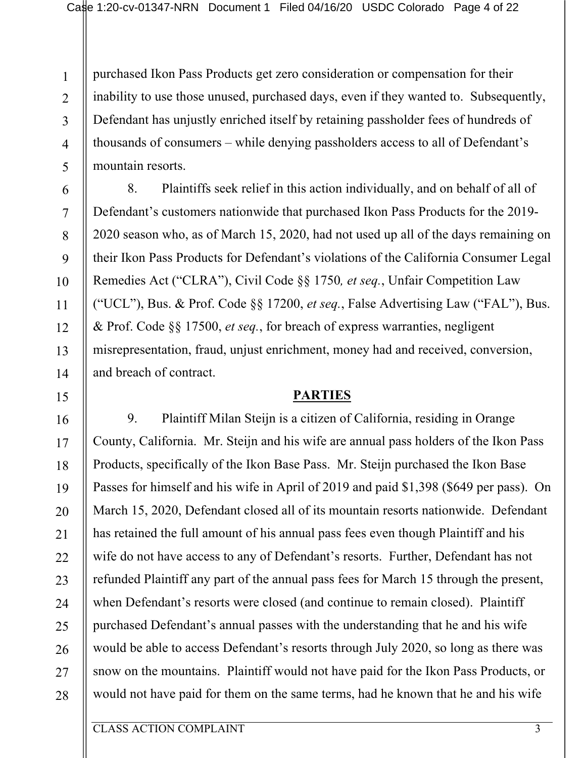purchased Ikon Pass Products get zero consideration or compensation for their inability to use those unused, purchased days, even if they wanted to. Subsequently, Defendant has unjustly enriched itself by retaining passholder fees of hundreds of thousands of consumers – while denying passholders access to all of Defendant's mountain resorts.

8. Plaintiffs seek relief in this action individually, and on behalf of all of Defendant's customers nationwide that purchased Ikon Pass Products for the 2019-2020 season who, as of March 15, 2020, had not used up all of the days remaining on their Ikon Pass Products for Defendant's violations of the California Consumer Legal Remedies Act ("CLRA"), Civil Code §§ 1750*, et seq.*, Unfair Competition Law ("UCL"), Bus. & Prof. Code §§ 17200, *et seq.*, False Advertising Law ("FAL"), Bus. & Prof. Code §§ 17500, *et seq.*, for breach of express warranties, negligent misrepresentation, fraud, unjust enrichment, money had and received, conversion, and breach of contract.

## PARTIES

9. Plaintiff Milan Steijn is a citizen of California, residing in Orange County, California. Mr. Steijn and his wife are annual pass holders of the Ikon Pass Products, specifically of the Ikon Base Pass. Mr. Steijn purchased the Ikon Base Passes for himself and his wife in April of 2019 and paid $1,398 ($649 per pass). On March 15, 2020, Defendant closed all of its mountain resorts nationwide. Defendant has retained the full amount of his annual pass fees even though Plaintiff and his wife do not have access to any of Defendant's resorts. Further, Defendant has not refunded Plaintiff any part of the annual pass fees for March 15 through the present, when Defendant's resorts were closed (and continue to remain closed). Plaintiff purchased Defendant's annual passes with the understanding that he and his wife would be able to access Defendant's resorts through July 2020, so long as there was snow on the mountains. Plaintiff would not have paid for the Ikon Pass Products, or would not have paid for them on the same terms, had he known that he and his wife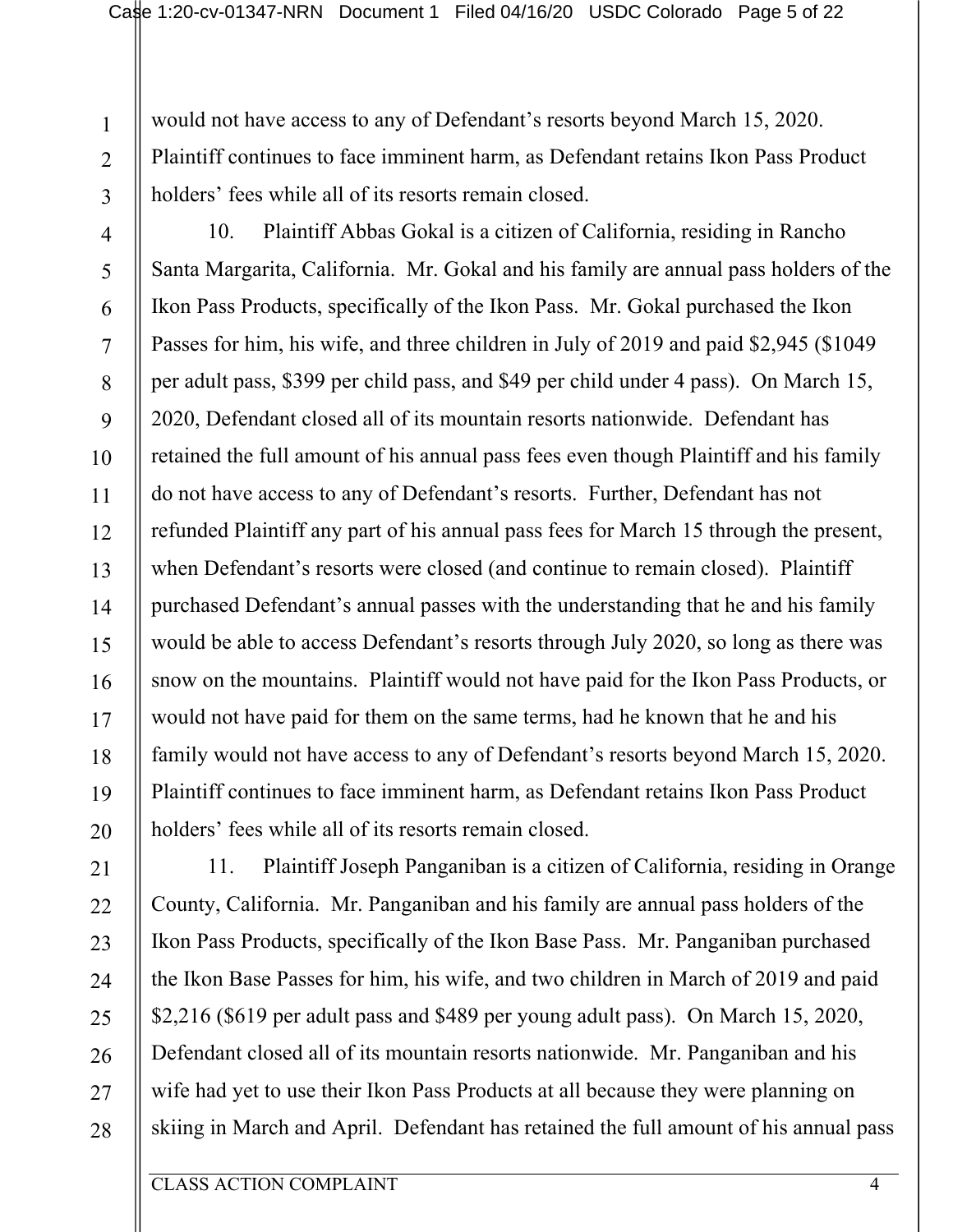would not have access to any of Defendant's resorts beyond March 15, 2020. Plaintiff continues to face imminent harm, as Defendant retains Ikon Pass Product holders' fees while all of its resorts remain closed.

10. Plaintiff Abbas Gokal is a citizen of California, residing in Rancho Santa Margarita, California. Mr. Gokal and his family are annual pass holders of the Ikon Pass Products, specifically of the Ikon Pass. Mr. Gokal purchased the Ikon Passes for him, his wife, and three children in July of 2019 and paid $2,945 ($1049 per adult pass, $399 per child pass, and $49 per child under 4 pass). On March 15, 2020, Defendant closed all of its mountain resorts nationwide. Defendant has retained the full amount of his annual pass fees even though Plaintiff and his family do not have access to any of Defendant's resorts. Further, Defendant has not refunded Plaintiff any part of his annual pass fees for March 15 through the present, when Defendant's resorts were closed (and continue to remain closed). Plaintiff purchased Defendant's annual passes with the understanding that he and his family would be able to access Defendant's resorts through July 2020, so long as there was snow on the mountains. Plaintiff would not have paid for the Ikon Pass Products, or would not have paid for them on the same terms, had he known that he and his family would not have access to any of Defendant's resorts beyond March 15, 2020. Plaintiff continues to face imminent harm, as Defendant retains Ikon Pass Product holders' fees while all of its resorts remain closed.

11. Plaintiff Joseph Panganiban is a citizen of California, residing in Orange County, California. Mr. Panganiban and his family are annual pass holders of the Ikon Pass Products, specifically of the Ikon Base Pass. Mr. Panganiban purchased the Ikon Base Passes for him, his wife, and two children in March of 2019 and paid $2,216 ($619 per adult pass and $489 per young adult pass). On March 15, 2020, Defendant closed all of its mountain resorts nationwide. Mr. Panganiban and his wife had yet to use their Ikon Pass Products at all because they were planning on skiing in March and April. Defendant has retained the full amount of his annual pass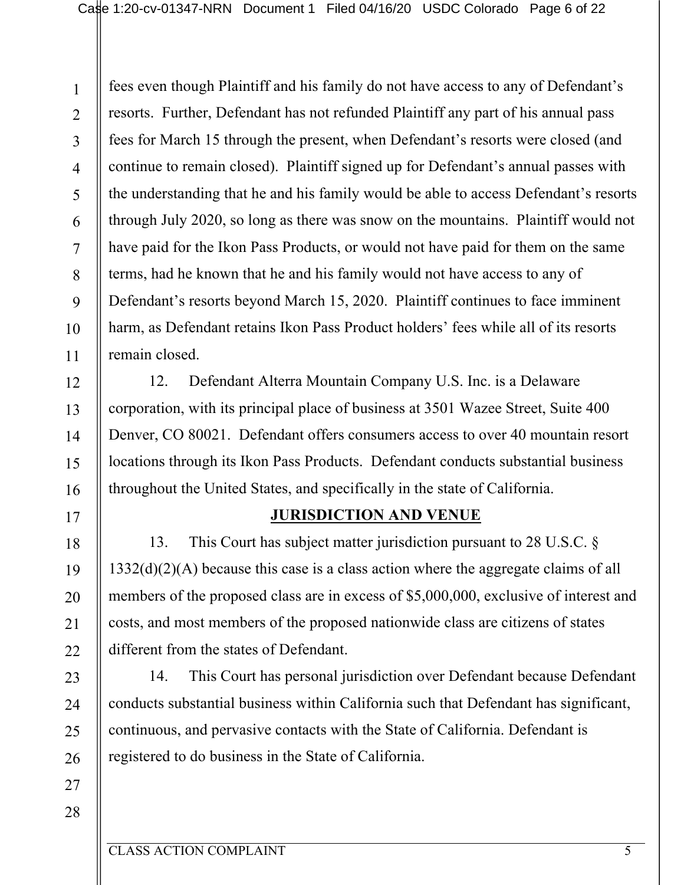fees even though Plaintiff and his family do not have access to any of Defendant's resorts. Further, Defendant has not refunded Plaintiff any part of his annual pass fees for March 15 through the present, when Defendant's resorts were closed (and continue to remain closed). Plaintiff signed up for Defendant's annual passes with the understanding that he and his family would be able to access Defendant's resorts through July 2020, so long as there was snow on the mountains. Plaintiff would not have paid for the Ikon Pass Products, or would not have paid for them on the same terms, had he known that he and his family would not have access to any of Defendant's resorts beyond March 15, 2020. Plaintiff continues to face imminent harm, as Defendant retains Ikon Pass Product holders' fees while all of its resorts remain closed.

12. Defendant Alterra Mountain Company U.S. Inc. is a Delaware corporation, with its principal place of business at 3501 Wazee Street, Suite 400 Denver, CO 80021. Defendant offers consumers access to over 40 mountain resort locations through its Ikon Pass Products. Defendant conducts substantial business throughout the United States, and specifically in the state of California.

## JURISDICTION AND VENUE

13. This Court has subject matter jurisdiction pursuant to 28 U.S.C. § 1332(d)(2)(A) because this case is a class action where the aggregate claims of all members of the proposed class are in excess of $5,000,000, exclusive of interest and costs, and most members of the proposed nationwide class are citizens of states different from the states of Defendant.

14. This Court has personal jurisdiction over Defendant because Defendant conducts substantial business within California such that Defendant has significant, continuous, and pervasive contacts with the State of California. Defendant is registered to do business in the State of California.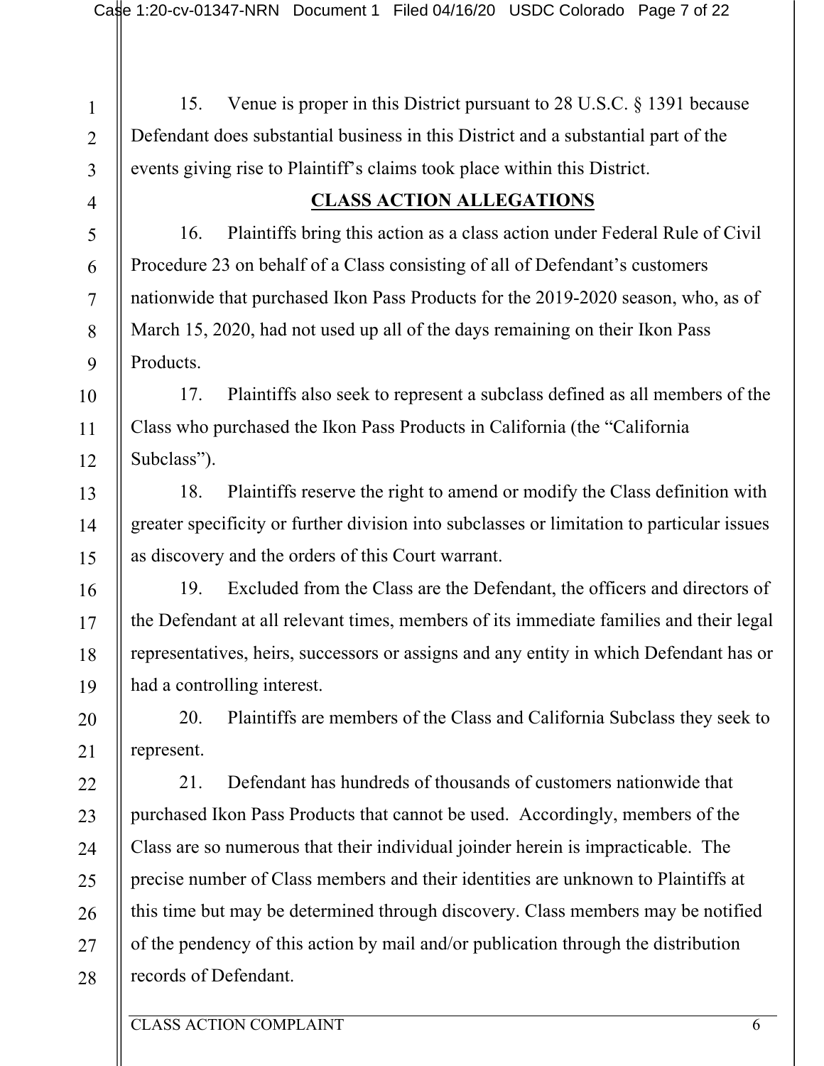15. Venue is proper in this District pursuant to 28 U.S.C. § 1391 because Defendant does substantial business in this District and a substantial part of the events giving rise to Plaintiff's claims took place within this District.

## CLASS ACTION ALLEGATIONS

16. Plaintiffs bring this action as a class action under Federal Rule of Civil Procedure 23 on behalf of a Class consisting of all of Defendant's customers nationwide that purchased Ikon Pass Products for the 2019-2020 season, who, as of March 15, 2020, had not used up all of the days remaining on their Ikon Pass Products.

17. Plaintiffs also seek to represent a subclass defined as all members of the Class who purchased the Ikon Pass Products in California (the "California Subclass").

18. Plaintiffs reserve the right to amend or modify the Class definition with greater specificity or further division into subclasses or limitation to particular issues as discovery and the orders of this Court warrant.

19. Excluded from the Class are the Defendant, the officers and directors of the Defendant at all relevant times, members of its immediate families and their legal representatives, heirs, successors or assigns and any entity in which Defendant has or had a controlling interest.

20. Plaintiffs are members of the Class and California Subclass they seek to represent.

21. Defendant has hundreds of thousands of customers nationwide that purchased Ikon Pass Products that cannot be used. Accordingly, members of the Class are so numerous that their individual joinder herein is impracticable. The precise number of Class members and their identities are unknown to Plaintiffs at this time but may be determined through discovery. Class members may be notified of the pendency of this action by mail and/or publication through the distribution records of Defendant.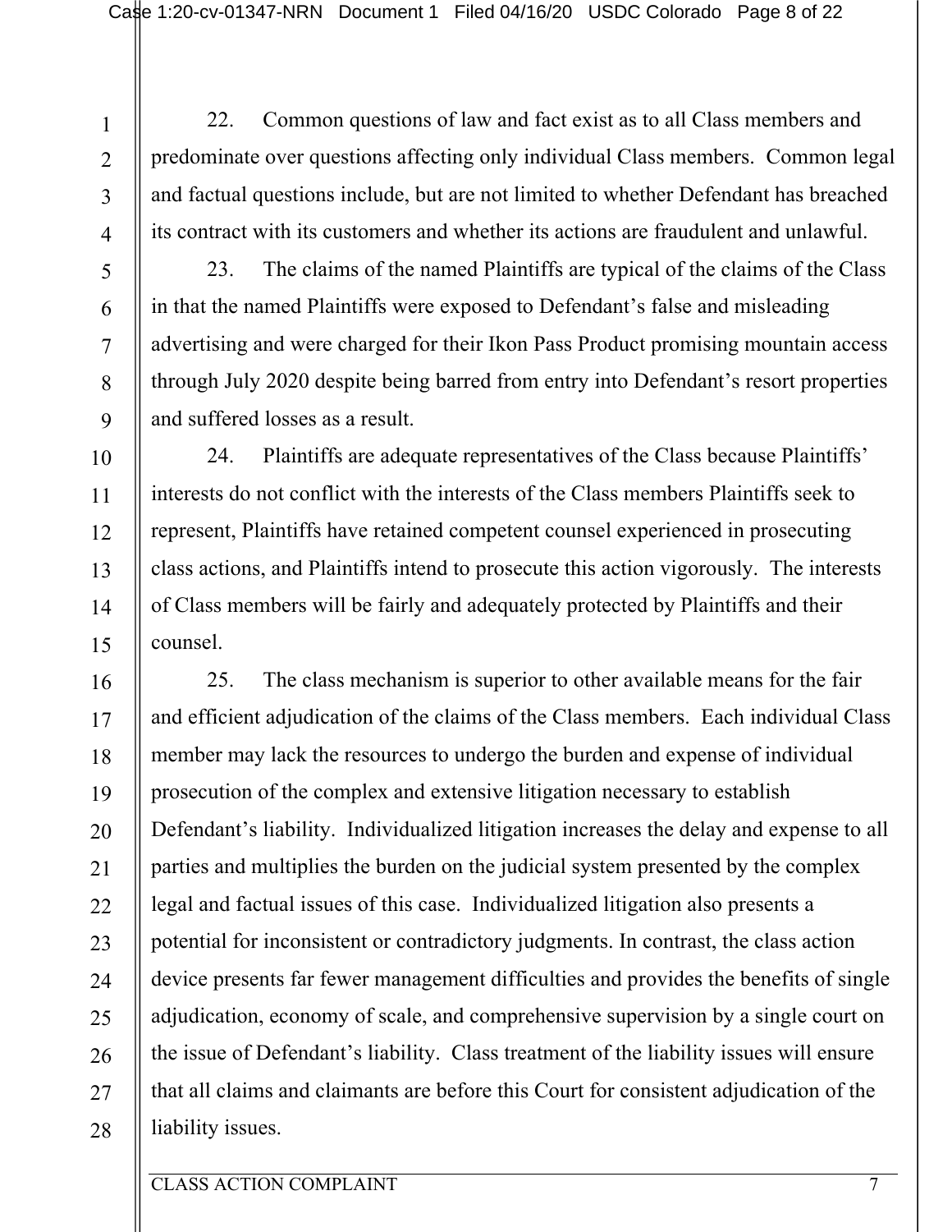22. Common questions of law and fact exist as to all Class members and predominate over questions affecting only individual Class members. Common legal and factual questions include, but are not limited to whether Defendant has breached its contract with its customers and whether its actions are fraudulent and unlawful.

23. The claims of the named Plaintiffs are typical of the claims of the Class in that the named Plaintiffs were exposed to Defendant's false and misleading advertising and were charged for their Ikon Pass Product promising mountain access through July 2020 despite being barred from entry into Defendant's resort properties and suffered losses as a result.

24. Plaintiffs are adequate representatives of the Class because Plaintiffs' interests do not conflict with the interests of the Class members Plaintiffs seek to represent, Plaintiffs have retained competent counsel experienced in prosecuting class actions, and Plaintiffs intend to prosecute this action vigorously. The interests of Class members will be fairly and adequately protected by Plaintiffs and their counsel.

25. The class mechanism is superior to other available means for the fair and efficient adjudication of the claims of the Class members. Each individual Class member may lack the resources to undergo the burden and expense of individual prosecution of the complex and extensive litigation necessary to establish Defendant's liability. Individualized litigation increases the delay and expense to all parties and multiplies the burden on the judicial system presented by the complex legal and factual issues of this case. Individualized litigation also presents a potential for inconsistent or contradictory judgments. In contrast, the class action device presents far fewer management difficulties and provides the benefits of single adjudication, economy of scale, and comprehensive supervision by a single court on the issue of Defendant's liability. Class treatment of the liability issues will ensure that all claims and claimants are before this Court for consistent adjudication of the liability issues.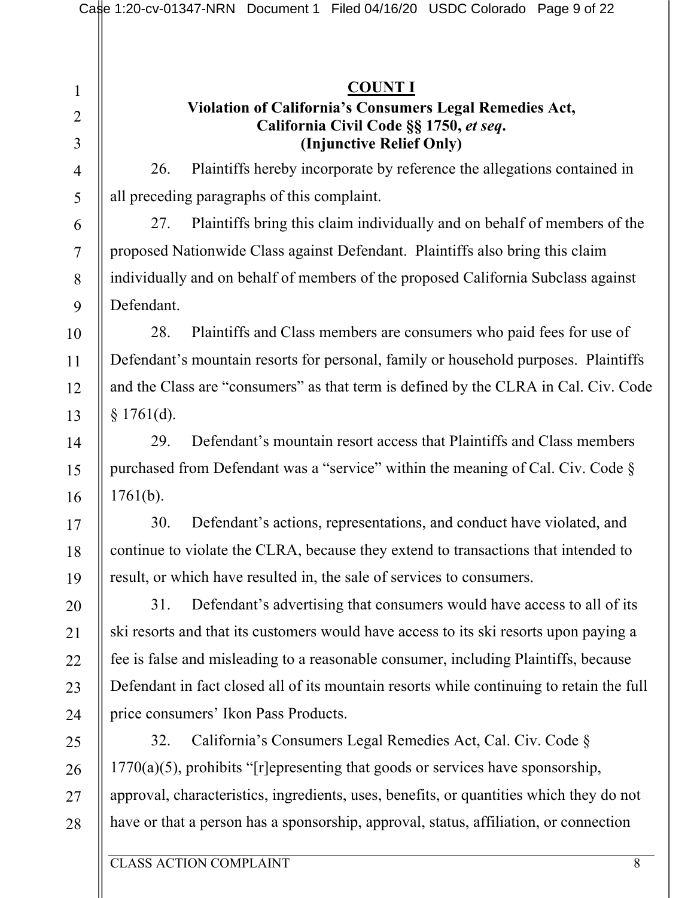## COUNT I

### Violation of California's Consumers Legal Remedies Act, California Civil Code §§ 1750, *et seq*. (Injunctive Relief Only)

26. Plaintiffs hereby incorporate by reference the allegations contained in all preceding paragraphs of this complaint.

27. Plaintiffs bring this claim individually and on behalf of members of the proposed Nationwide Class against Defendant. Plaintiffs also bring this claim individually and on behalf of members of the proposed California Subclass against Defendant.

28. Plaintiffs and Class members are consumers who paid fees for use of Defendant's mountain resorts for personal, family or household purposes. Plaintiffs and the Class are "consumers" as that term is defined by the CLRA in Cal. Civ. Code § 1761(d).

29. Defendant's mountain resort access that Plaintiffs and Class members purchased from Defendant was a "service" within the meaning of Cal. Civ. Code § 1761(b).

30. Defendant's actions, representations, and conduct have violated, and continue to violate the CLRA, because they extend to transactions that intended to result, or which have resulted in, the sale of services to consumers.

31. Defendant's advertising that consumers would have access to all of its ski resorts and that its customers would have access to its ski resorts upon paying a fee is false and misleading to a reasonable consumer, including Plaintiffs, because Defendant in fact closed all of its mountain resorts while continuing to retain the full price consumers' Ikon Pass Products.

32. California's Consumers Legal Remedies Act, Cal. Civ. Code § 1770(a)(5), prohibits "[r]epresenting that goods or services have sponsorship, approval, characteristics, ingredients, uses, benefits, or quantities which they do not have or that a person has a sponsorship, approval, status, affiliation, or connection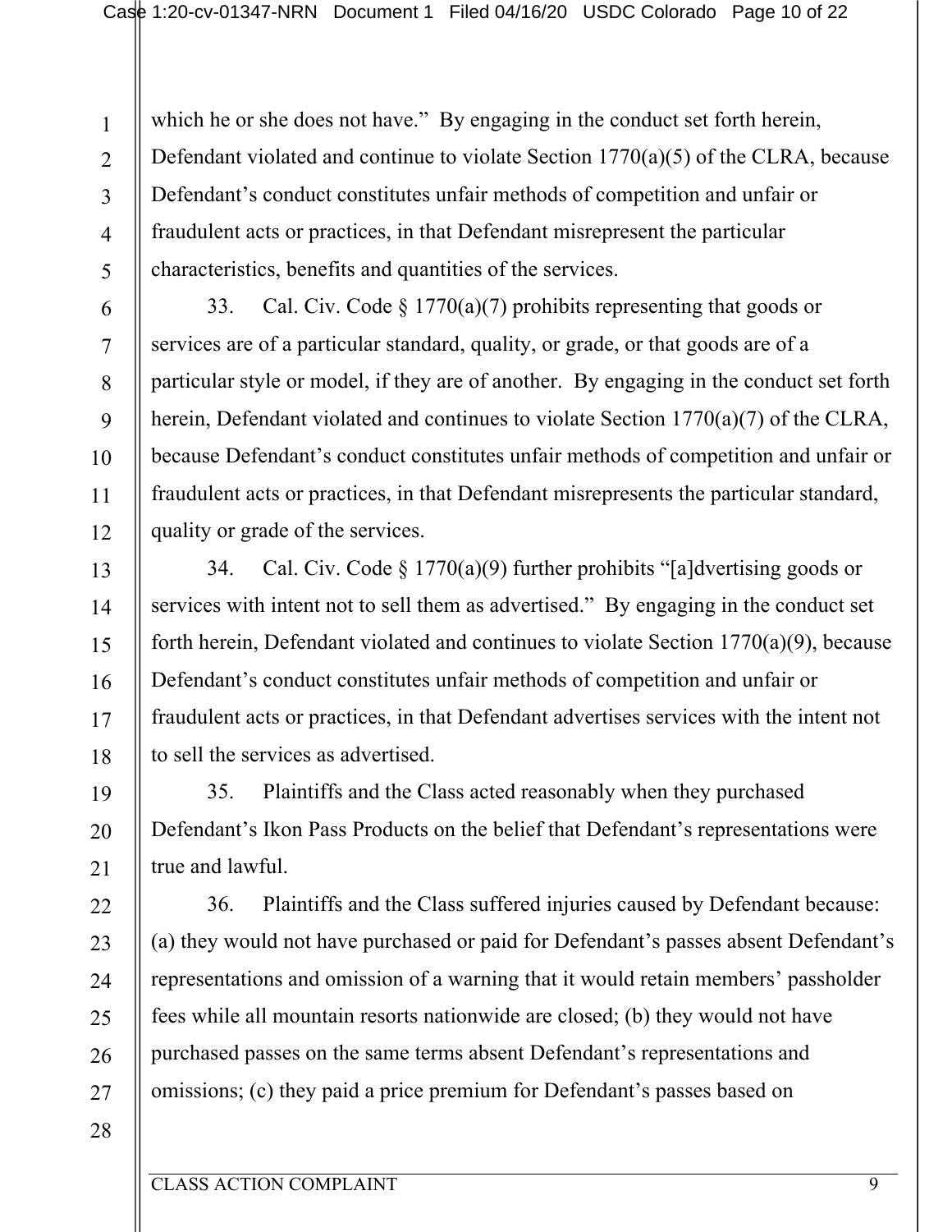which he or she does not have." By engaging in the conduct set forth herein, Defendant violated and continue to violate Section 1770(a)(5) of the CLRA, because Defendant's conduct constitutes unfair methods of competition and unfair or fraudulent acts or practices, in that Defendant misrepresent the particular characteristics, benefits and quantities of the services.

33. Cal. Civ. Code § 1770(a)(7) prohibits representing that goods or services are of a particular standard, quality, or grade, or that goods are of a particular style or model, if they are of another. By engaging in the conduct set forth herein, Defendant violated and continues to violate Section 1770(a)(7) of the CLRA, because Defendant's conduct constitutes unfair methods of competition and unfair or fraudulent acts or practices, in that Defendant misrepresents the particular standard, quality or grade of the services.

34. Cal. Civ. Code § 1770(a)(9) further prohibits "[a]dvertising goods or services with intent not to sell them as advertised." By engaging in the conduct set forth herein, Defendant violated and continues to violate Section 1770(a)(9), because Defendant's conduct constitutes unfair methods of competition and unfair or fraudulent acts or practices, in that Defendant advertises services with the intent not to sell the services as advertised.

35. Plaintiffs and the Class acted reasonably when they purchased Defendant's Ikon Pass Products on the belief that Defendant's representations were true and lawful.

36. Plaintiffs and the Class suffered injuries caused by Defendant because: (a) they would not have purchased or paid for Defendant's passes absent Defendant's representations and omission of a warning that it would retain members' passholder fees while all mountain resorts nationwide are closed; (b) they would not have purchased passes on the same terms absent Defendant's representations and omissions; (c) they paid a price premium for Defendant's passes based on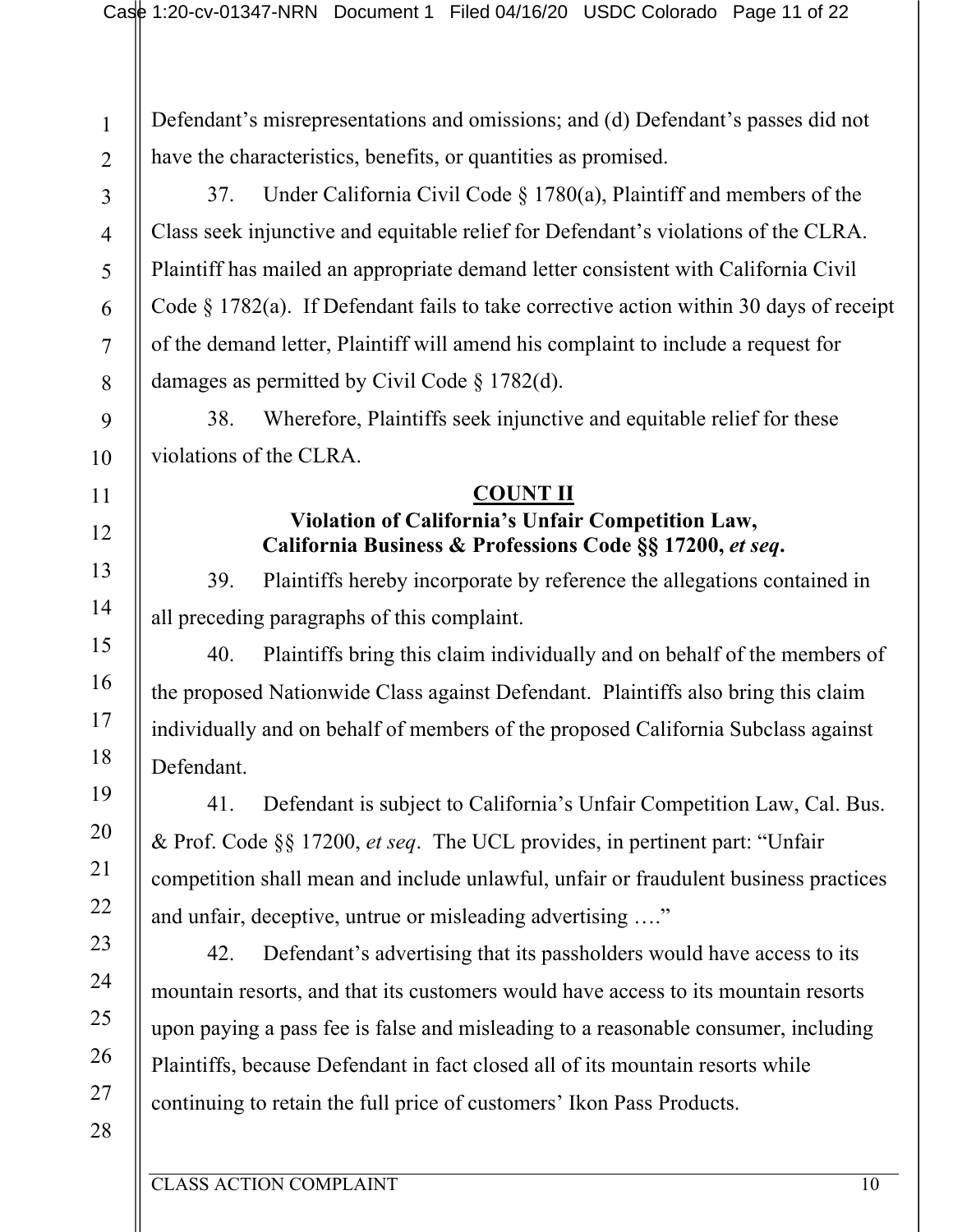Defendant's misrepresentations and omissions; and (d) Defendant's passes did not have the characteristics, benefits, or quantities as promised.

37. Under California Civil Code § 1780(a), Plaintiff and members of the Class seek injunctive and equitable relief for Defendant's violations of the CLRA. Plaintiff has mailed an appropriate demand letter consistent with California Civil Code § 1782(a). If Defendant fails to take corrective action within 30 days of receipt of the demand letter, Plaintiff will amend his complaint to include a request for damages as permitted by Civil Code § 1782(d).

38. Wherefore, Plaintiffs seek injunctive and equitable relief for these violations of the CLRA.

## COUNT II

### Violation of California's Unfair Competition Law, California Business & Professions Code §§ 17200, *et seq*.

39. Plaintiffs hereby incorporate by reference the allegations contained in all preceding paragraphs of this complaint.

40. Plaintiffs bring this claim individually and on behalf of the members of the proposed Nationwide Class against Defendant. Plaintiffs also bring this claim individually and on behalf of members of the proposed California Subclass against Defendant.

41. Defendant is subject to California's Unfair Competition Law, Cal. Bus. & Prof. Code §§ 17200, *et seq*. The UCL provides, in pertinent part: "Unfair competition shall mean and include unlawful, unfair or fraudulent business practices and unfair, deceptive, untrue or misleading advertising …."

42. Defendant's advertising that its passholders would have access to its mountain resorts, and that its customers would have access to its mountain resorts upon paying a pass fee is false and misleading to a reasonable consumer, including Plaintiffs, because Defendant in fact closed all of its mountain resorts while continuing to retain the full price of customers' Ikon Pass Products.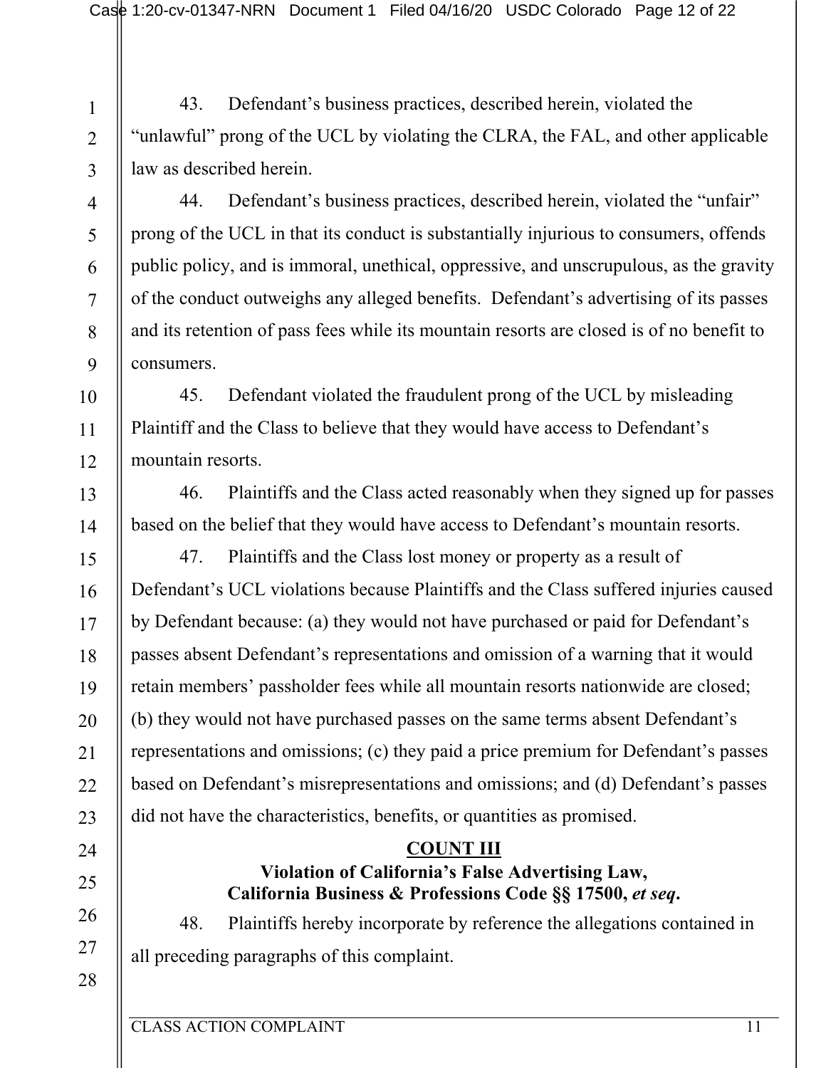43. Defendant's business practices, described herein, violated the "unlawful" prong of the UCL by violating the CLRA, the FAL, and other applicable law as described herein.

44. Defendant's business practices, described herein, violated the "unfair" prong of the UCL in that its conduct is substantially injurious to consumers, offends public policy, and is immoral, unethical, oppressive, and unscrupulous, as the gravity of the conduct outweighs any alleged benefits. Defendant's advertising of its passes and its retention of pass fees while its mountain resorts are closed is of no benefit to consumers.

45. Defendant violated the fraudulent prong of the UCL by misleading Plaintiff and the Class to believe that they would have access to Defendant's mountain resorts.

46. Plaintiffs and the Class acted reasonably when they signed up for passes based on the belief that they would have access to Defendant's mountain resorts.

47. Plaintiffs and the Class lost money or property as a result of Defendant's UCL violations because Plaintiffs and the Class suffered injuries caused by Defendant because: (a) they would not have purchased or paid for Defendant's passes absent Defendant's representations and omission of a warning that it would retain members' passholder fees while all mountain resorts nationwide are closed; (b) they would not have purchased passes on the same terms absent Defendant's representations and omissions; (c) they paid a price premium for Defendant's passes based on Defendant's misrepresentations and omissions; and (d) Defendant's passes did not have the characteristics, benefits, or quantities as promised.

## COUNT III

### Violation of California's False Advertising Law, California Business & Professions Code §§ 17500, *et seq*.

48. Plaintiffs hereby incorporate by reference the allegations contained in all preceding paragraphs of this complaint.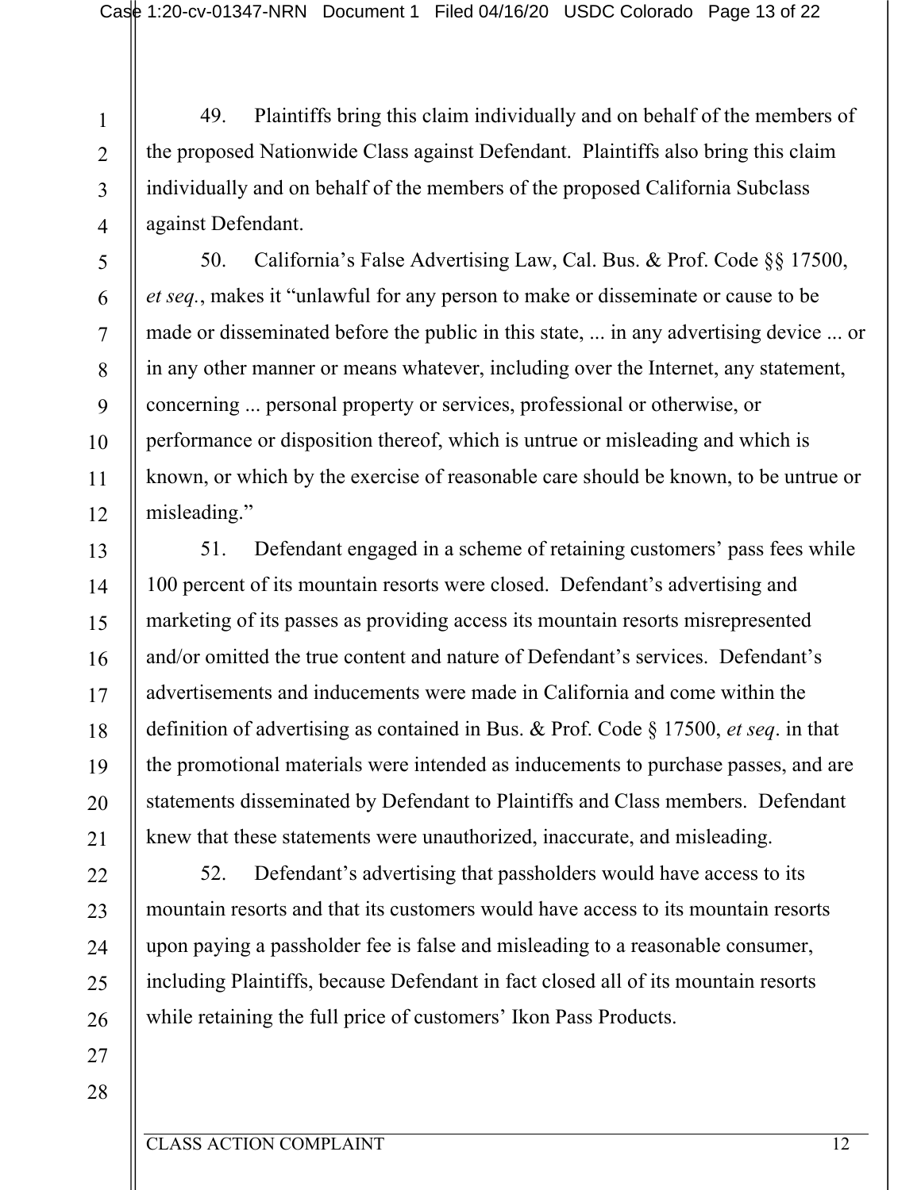49. Plaintiffs bring this claim individually and on behalf of the members of the proposed Nationwide Class against Defendant. Plaintiffs also bring this claim individually and on behalf of the members of the proposed California Subclass against Defendant.

50. California's False Advertising Law, Cal. Bus. & Prof. Code §§ 17500, *et seq.*, makes it "unlawful for any person to make or disseminate or cause to be made or disseminated before the public in this state, ... in any advertising device ... or in any other manner or means whatever, including over the Internet, any statement, concerning ... personal property or services, professional or otherwise, or performance or disposition thereof, which is untrue or misleading and which is known, or which by the exercise of reasonable care should be known, to be untrue or misleading."

51. Defendant engaged in a scheme of retaining customers' pass fees while 100 percent of its mountain resorts were closed. Defendant's advertising and marketing of its passes as providing access its mountain resorts misrepresented and/or omitted the true content and nature of Defendant's services. Defendant's advertisements and inducements were made in California and come within the definition of advertising as contained in Bus. & Prof. Code § 17500, *et seq*. in that the promotional materials were intended as inducements to purchase passes, and are statements disseminated by Defendant to Plaintiffs and Class members. Defendant knew that these statements were unauthorized, inaccurate, and misleading.

52. Defendant's advertising that passholders would have access to its mountain resorts and that its customers would have access to its mountain resorts upon paying a passholder fee is false and misleading to a reasonable consumer, including Plaintiffs, because Defendant in fact closed all of its mountain resorts while retaining the full price of customers' Ikon Pass Products.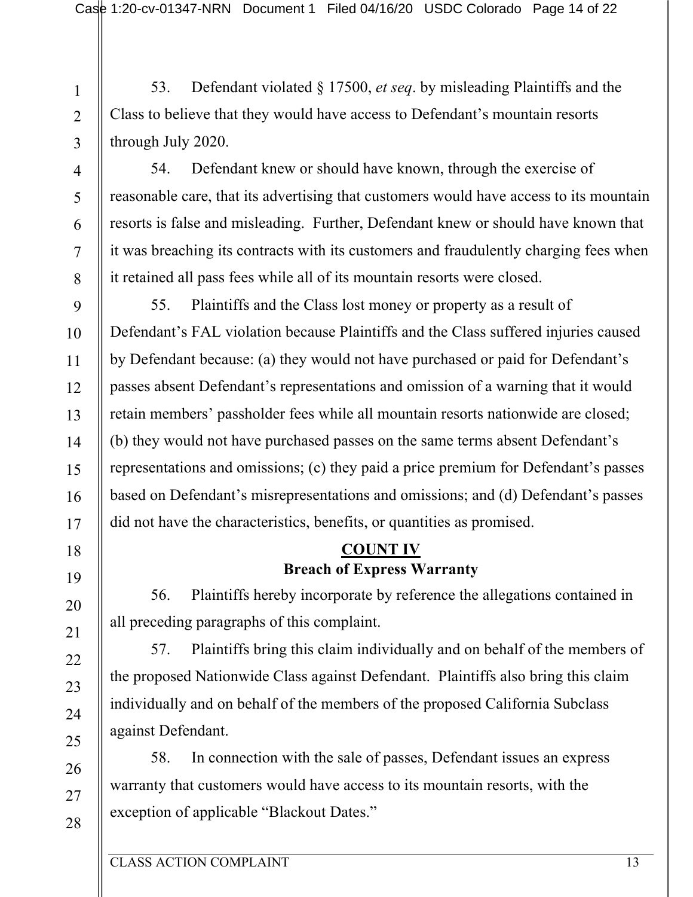53. Defendant violated § 17500, *et seq*. by misleading Plaintiffs and the Class to believe that they would have access to Defendant's mountain resorts through July 2020.

54. Defendant knew or should have known, through the exercise of reasonable care, that its advertising that customers would have access to its mountain resorts is false and misleading. Further, Defendant knew or should have known that it was breaching its contracts with its customers and fraudulently charging fees when it retained all pass fees while all of its mountain resorts were closed.

55. Plaintiffs and the Class lost money or property as a result of Defendant's FAL violation because Plaintiffs and the Class suffered injuries caused by Defendant because: (a) they would not have purchased or paid for Defendant's passes absent Defendant's representations and omission of a warning that it would retain members' passholder fees while all mountain resorts nationwide are closed; (b) they would not have purchased passes on the same terms absent Defendant's representations and omissions; (c) they paid a price premium for Defendant's passes based on Defendant's misrepresentations and omissions; and (d) Defendant's passes did not have the characteristics, benefits, or quantities as promised.

## COUNT IV
## Breach of Express Warranty

56. Plaintiffs hereby incorporate by reference the allegations contained in all preceding paragraphs of this complaint.

57. Plaintiffs bring this claim individually and on behalf of the members of the proposed Nationwide Class against Defendant. Plaintiffs also bring this claim individually and on behalf of the members of the proposed California Subclass against Defendant.

58. In connection with the sale of passes, Defendant issues an express warranty that customers would have access to its mountain resorts, with the exception of applicable "Blackout Dates."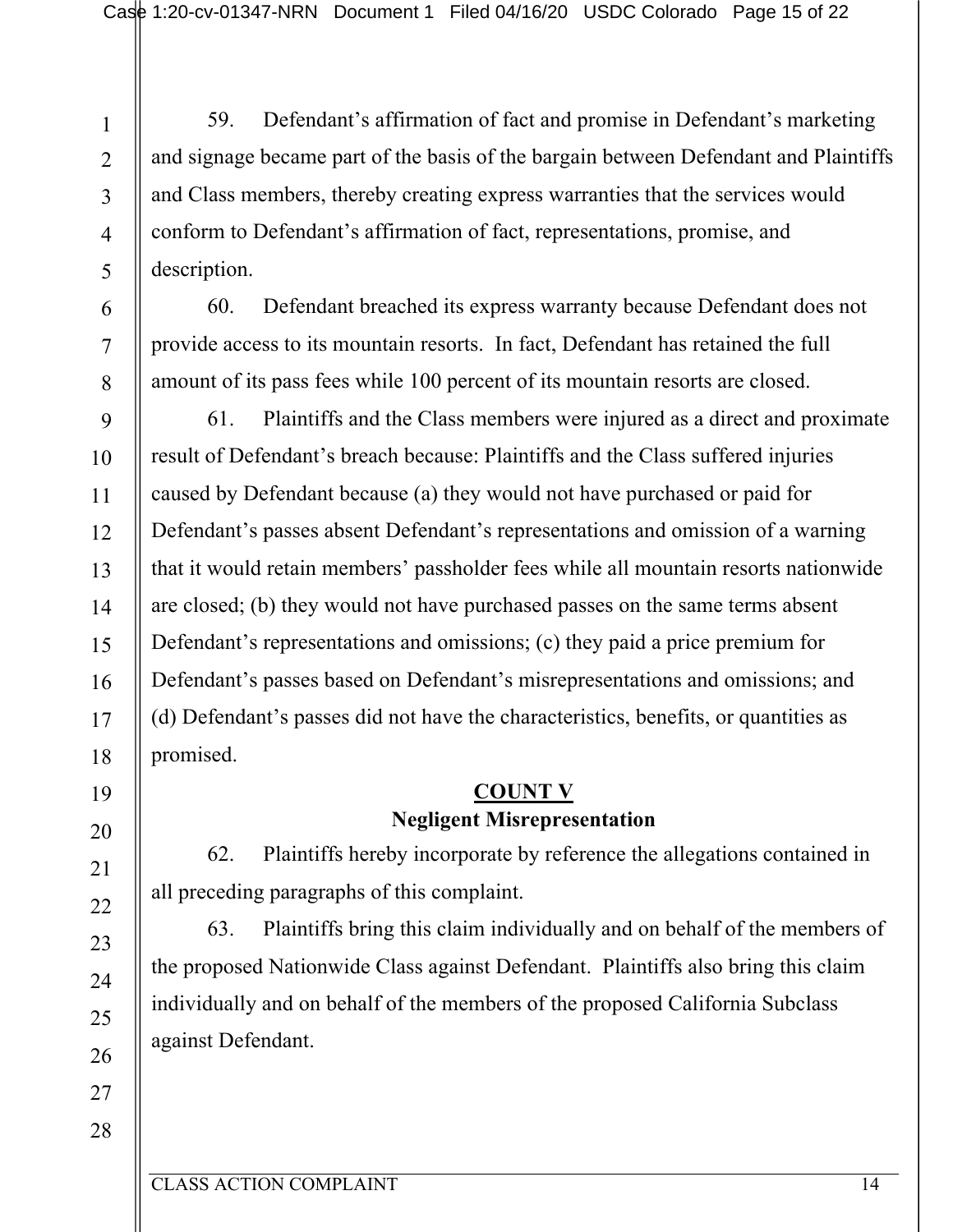59. Defendant's affirmation of fact and promise in Defendant's marketing and signage became part of the basis of the bargain between Defendant and Plaintiffs and Class members, thereby creating express warranties that the services would conform to Defendant's affirmation of fact, representations, promise, and description.

60. Defendant breached its express warranty because Defendant does not provide access to its mountain resorts. In fact, Defendant has retained the full amount of its pass fees while 100 percent of its mountain resorts are closed.

61. Plaintiffs and the Class members were injured as a direct and proximate result of Defendant's breach because: Plaintiffs and the Class suffered injuries caused by Defendant because (a) they would not have purchased or paid for Defendant's passes absent Defendant's representations and omission of a warning that it would retain members' passholder fees while all mountain resorts nationwide are closed; (b) they would not have purchased passes on the same terms absent Defendant's representations and omissions; (c) they paid a price premium for Defendant's passes based on Defendant's misrepresentations and omissions; and (d) Defendant's passes did not have the characteristics, benefits, or quantities as promised.

## COUNT V
### Negligent Misrepresentation

62. Plaintiffs hereby incorporate by reference the allegations contained in all preceding paragraphs of this complaint.

63. Plaintiffs bring this claim individually and on behalf of the members of the proposed Nationwide Class against Defendant. Plaintiffs also bring this claim individually and on behalf of the members of the proposed California Subclass against Defendant.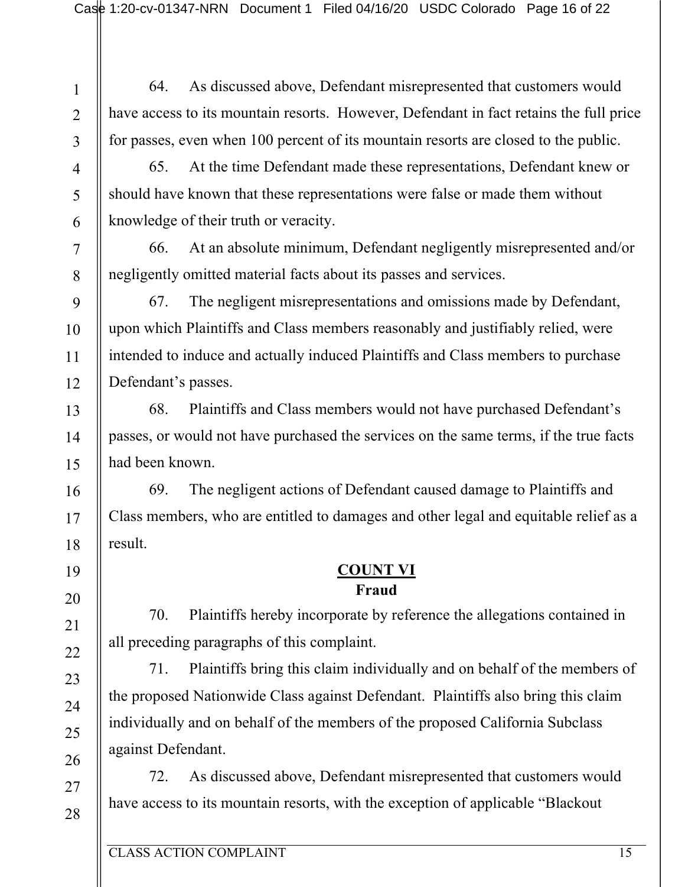64. As discussed above, Defendant misrepresented that customers would have access to its mountain resorts. However, Defendant in fact retains the full price for passes, even when 100 percent of its mountain resorts are closed to the public.

65. At the time Defendant made these representations, Defendant knew or should have known that these representations were false or made them without knowledge of their truth or veracity.

66. At an absolute minimum, Defendant negligently misrepresented and/or negligently omitted material facts about its passes and services.

67. The negligent misrepresentations and omissions made by Defendant, upon which Plaintiffs and Class members reasonably and justifiably relied, were intended to induce and actually induced Plaintiffs and Class members to purchase Defendant's passes.

68. Plaintiffs and Class members would not have purchased Defendant's passes, or would not have purchased the services on the same terms, if the true facts had been known.

69. The negligent actions of Defendant caused damage to Plaintiffs and Class members, who are entitled to damages and other legal and equitable relief as a result.

## COUNT VI
### Fraud

70. Plaintiffs hereby incorporate by reference the allegations contained in all preceding paragraphs of this complaint.

71. Plaintiffs bring this claim individually and on behalf of the members of the proposed Nationwide Class against Defendant. Plaintiffs also bring this claim individually and on behalf of the members of the proposed California Subclass against Defendant.

72. As discussed above, Defendant misrepresented that customers would have access to its mountain resorts, with the exception of applicable "Blackout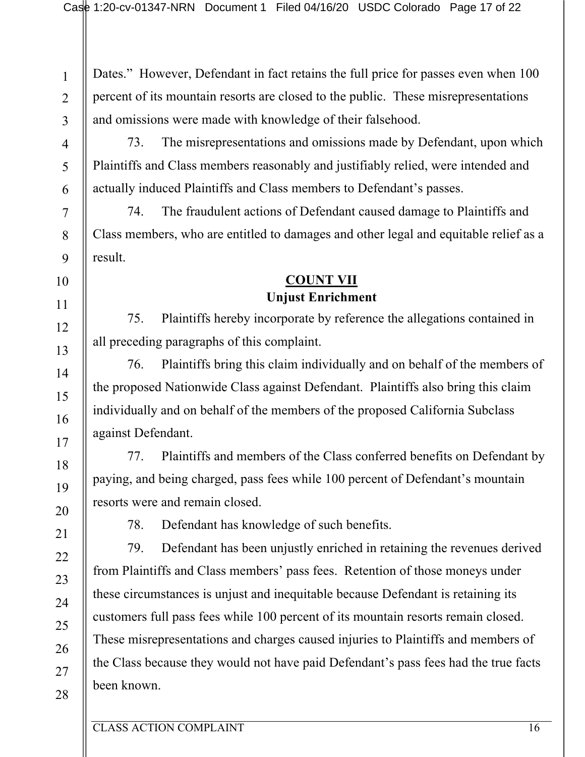Dates." However, Defendant in fact retains the full price for passes even when 100 percent of its mountain resorts are closed to the public. These misrepresentations and omissions were made with knowledge of their falsehood.

73. The misrepresentations and omissions made by Defendant, upon which Plaintiffs and Class members reasonably and justifiably relied, were intended and actually induced Plaintiffs and Class members to Defendant's passes.

74. The fraudulent actions of Defendant caused damage to Plaintiffs and Class members, who are entitled to damages and other legal and equitable relief as a result.

## COUNT VII
### Unjust Enrichment

75. Plaintiffs hereby incorporate by reference the allegations contained in all preceding paragraphs of this complaint.

76. Plaintiffs bring this claim individually and on behalf of the members of the proposed Nationwide Class against Defendant. Plaintiffs also bring this claim individually and on behalf of the members of the proposed California Subclass against Defendant.

77. Plaintiffs and members of the Class conferred benefits on Defendant by paying, and being charged, pass fees while 100 percent of Defendant's mountain resorts were and remain closed.

78. Defendant has knowledge of such benefits.

79. Defendant has been unjustly enriched in retaining the revenues derived from Plaintiffs and Class members' pass fees. Retention of those moneys under these circumstances is unjust and inequitable because Defendant is retaining its customers full pass fees while 100 percent of its mountain resorts remain closed. These misrepresentations and charges caused injuries to Plaintiffs and members of the Class because they would not have paid Defendant's pass fees had the true facts been known.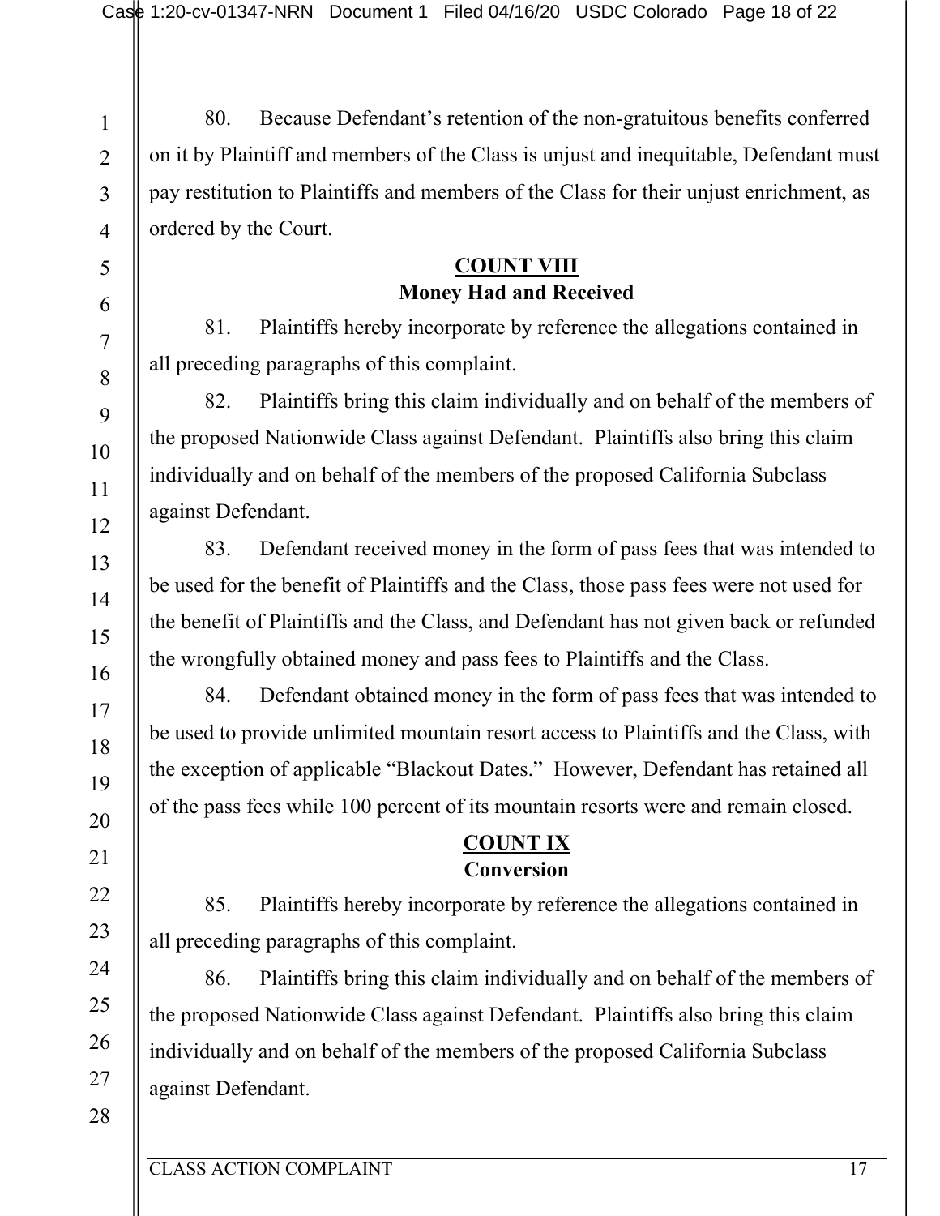80. Because Defendant's retention of the non-gratuitous benefits conferred on it by Plaintiff and members of the Class is unjust and inequitable, Defendant must pay restitution to Plaintiffs and members of the Class for their unjust enrichment, as ordered by the Court.

## COUNT VIII
### Money Had and Received

81. Plaintiffs hereby incorporate by reference the allegations contained in all preceding paragraphs of this complaint.

82. Plaintiffs bring this claim individually and on behalf of the members of the proposed Nationwide Class against Defendant. Plaintiffs also bring this claim individually and on behalf of the members of the proposed California Subclass against Defendant.

83. Defendant received money in the form of pass fees that was intended to be used for the benefit of Plaintiffs and the Class, those pass fees were not used for the benefit of Plaintiffs and the Class, and Defendant has not given back or refunded the wrongfully obtained money and pass fees to Plaintiffs and the Class.

84. Defendant obtained money in the form of pass fees that was intended to be used to provide unlimited mountain resort access to Plaintiffs and the Class, with the exception of applicable "Blackout Dates." However, Defendant has retained all of the pass fees while 100 percent of its mountain resorts were and remain closed.

## COUNT IX
### Conversion

85. Plaintiffs hereby incorporate by reference the allegations contained in all preceding paragraphs of this complaint.

86. Plaintiffs bring this claim individually and on behalf of the members of the proposed Nationwide Class against Defendant. Plaintiffs also bring this claim individually and on behalf of the members of the proposed California Subclass against Defendant.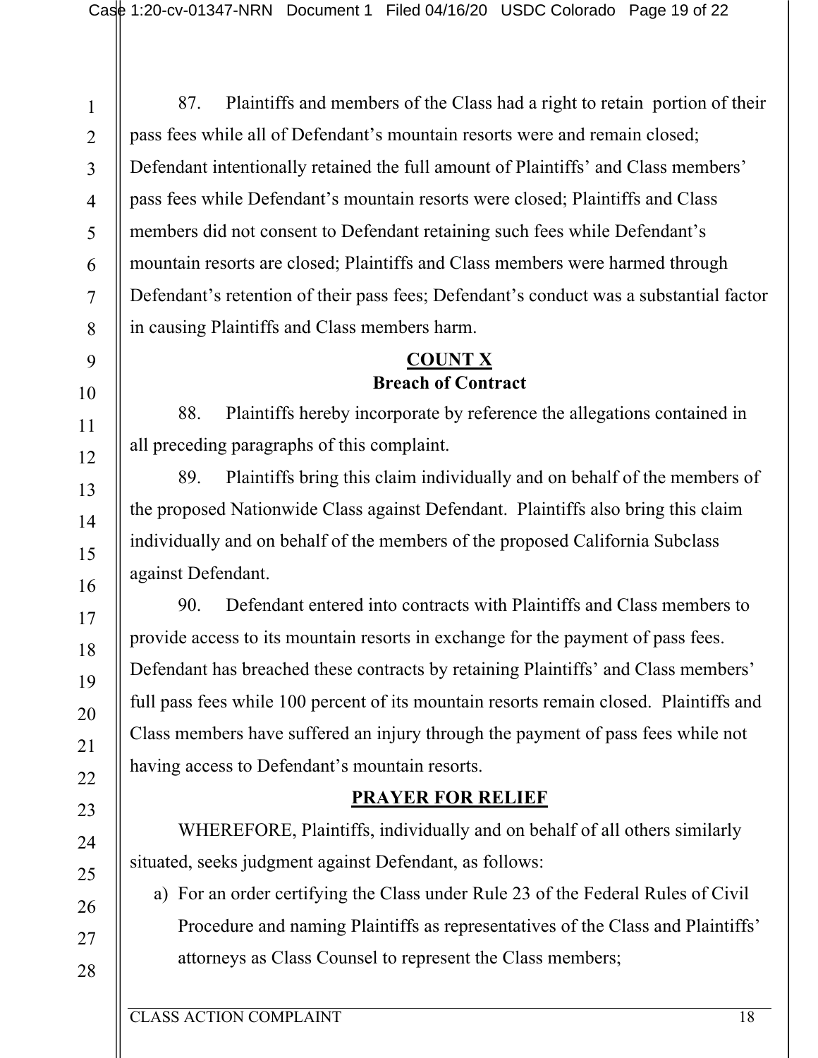87. Plaintiffs and members of the Class had a right to retain  portion of their pass fees while all of Defendant's mountain resorts were and remain closed; Defendant intentionally retained the full amount of Plaintiffs' and Class members' pass fees while Defendant's mountain resorts were closed; Plaintiffs and Class members did not consent to Defendant retaining such fees while Defendant's mountain resorts are closed; Plaintiffs and Class members were harmed through Defendant's retention of their pass fees; Defendant's conduct was a substantial factor in causing Plaintiffs and Class members harm.

## COUNT X
### Breach of Contract

88. Plaintiffs hereby incorporate by reference the allegations contained in all preceding paragraphs of this complaint.

89. Plaintiffs bring this claim individually and on behalf of the members of the proposed Nationwide Class against Defendant. Plaintiffs also bring this claim individually and on behalf of the members of the proposed California Subclass against Defendant.

90. Defendant entered into contracts with Plaintiffs and Class members to provide access to its mountain resorts in exchange for the payment of pass fees. Defendant has breached these contracts by retaining Plaintiffs' and Class members' full pass fees while 100 percent of its mountain resorts remain closed. Plaintiffs and Class members have suffered an injury through the payment of pass fees while not having access to Defendant's mountain resorts.

## PRAYER FOR RELIEF

WHEREFORE, Plaintiffs, individually and on behalf of all others similarly situated, seeks judgment against Defendant, as follows:

a) For an order certifying the Class under Rule 23 of the Federal Rules of Civil Procedure and naming Plaintiffs as representatives of the Class and Plaintiffs' attorneys as Class Counsel to represent the Class members;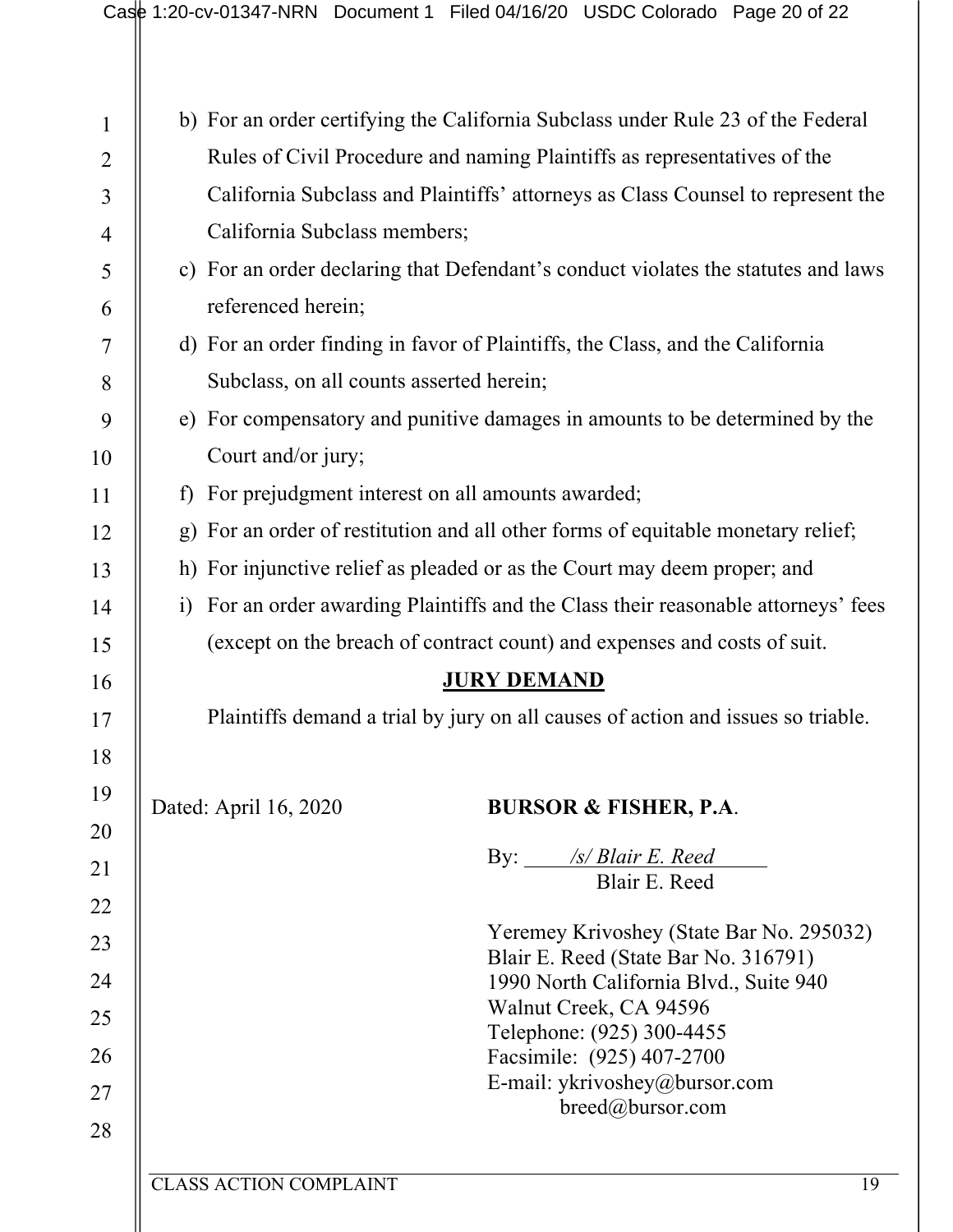b) For an order certifying the California Subclass under Rule 23 of the Federal Rules of Civil Procedure and naming Plaintiffs as representatives of the California Subclass and Plaintiffs' attorneys as Class Counsel to represent the California Subclass members;

c) For an order declaring that Defendant's conduct violates the statutes and laws referenced herein;

d) For an order finding in favor of Plaintiffs, the Class, and the California Subclass, on all counts asserted herein;

e) For compensatory and punitive damages in amounts to be determined by the Court and/or jury;

f) For prejudgment interest on all amounts awarded;

g) For an order of restitution and all other forms of equitable monetary relief;

h) For injunctive relief as pleaded or as the Court may deem proper; and

i) For an order awarding Plaintiffs and the Class their reasonable attorneys' fees (except on the breach of contract count) and expenses and costs of suit.

## JURY DEMAND

Plaintiffs demand a trial by jury on all causes of action and issues so triable.

Dated: April 16, 2020

**BURSOR & FISHER, P.A.**

By: */s/ Blair E. Reed*
Blair E. Reed

Yeremey Krivoshey (State Bar No. 295032)
Blair E. Reed (State Bar No. 316791)
1990 North California Blvd., Suite 940
Walnut Creek, CA 94596
Telephone: (925) 300-4455
Facsimile: (925) 407-2700
E-mail: ykrivoshey@bursor.com
breed@bursor.com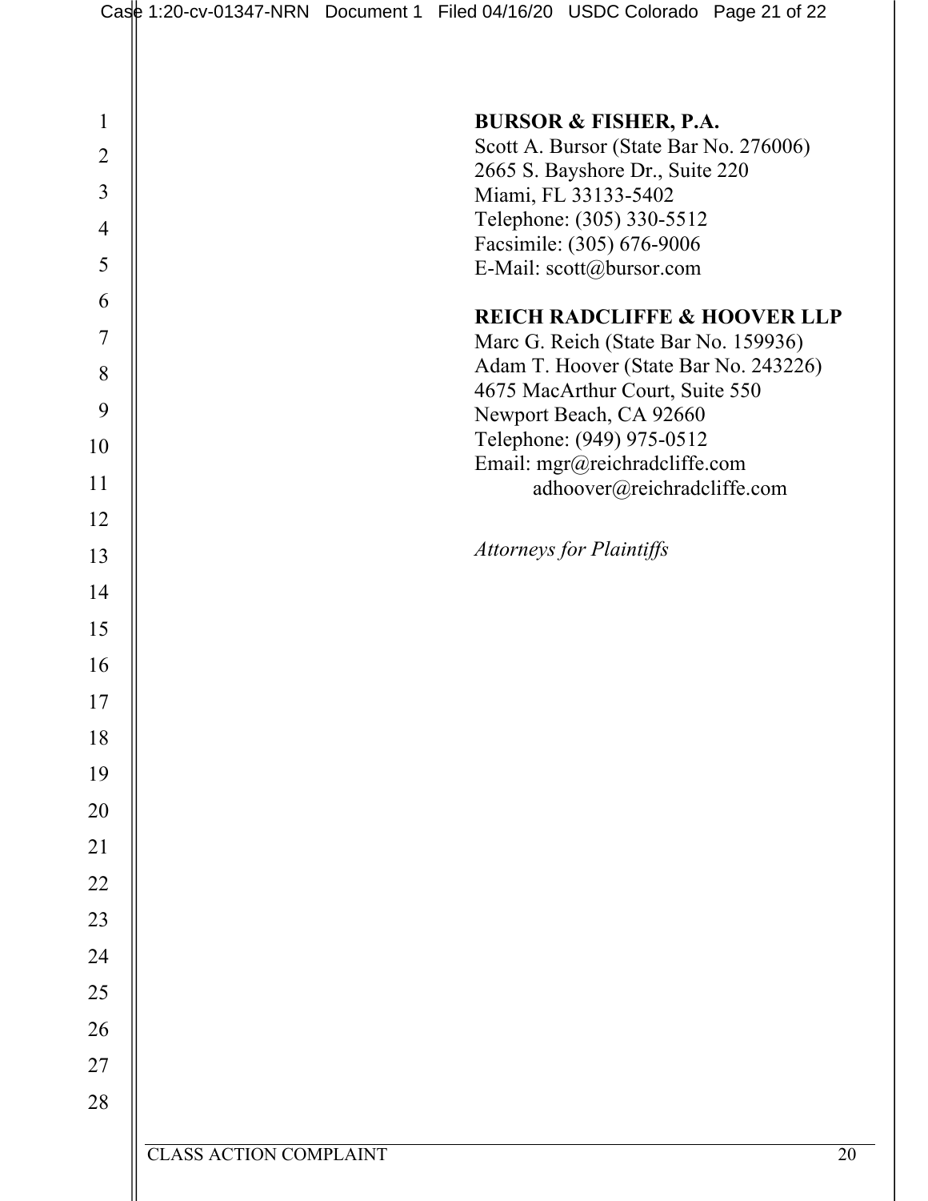**BURSOR & FISHER, P.A.**
Scott A. Bursor (State Bar No. 276006)
2665 S. Bayshore Dr., Suite 220
Miami, FL 33133-5402
Telephone: (305) 330-5512
Facsimile: (305) 676-9006
E-Mail: scott@bursor.com

**REICH RADCLIFFE & HOOVER LLP**
Marc G. Reich (State Bar No. 159936)
Adam T. Hoover (State Bar No. 243226)
4675 MacArthur Court, Suite 550
Newport Beach, CA 92660
Telephone: (949) 975-0512
Email: mgr@reichradcliffe.com
adhoover@reichradcliffe.com

*Attorneys for Plaintiffs*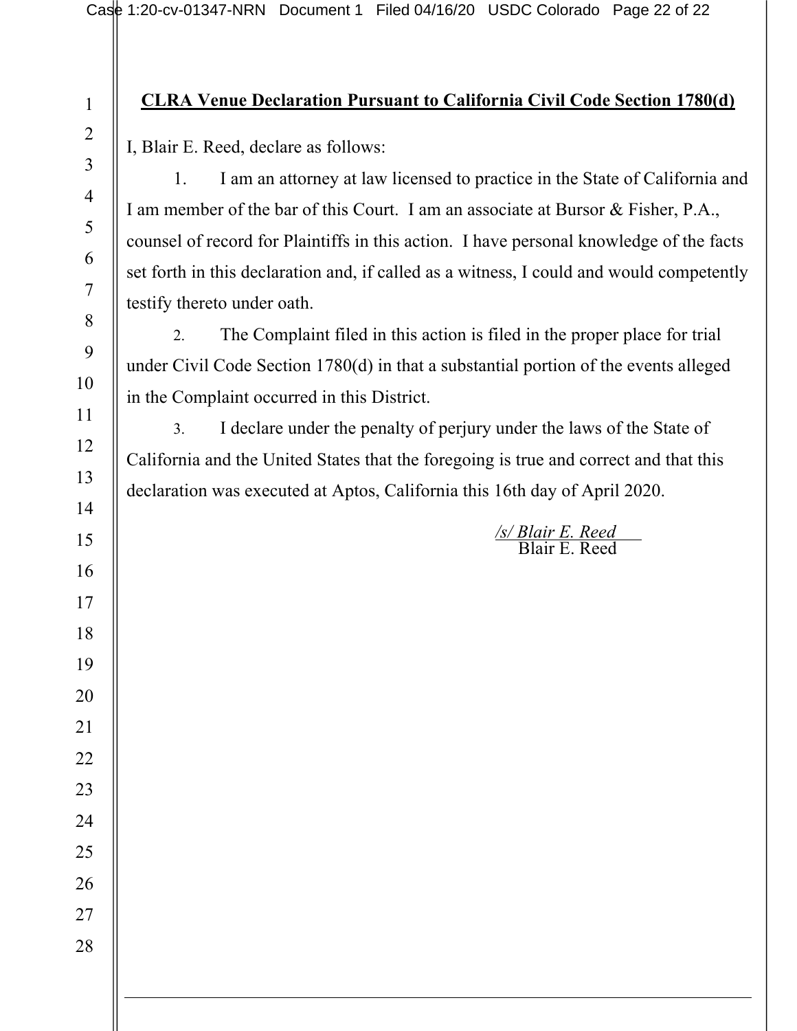**CLRA Venue Declaration Pursuant to California Civil Code Section 1780(d)**

I, Blair E. Reed, declare as follows:

1. I am an attorney at law licensed to practice in the State of California and I am member of the bar of this Court. I am an associate at Bursor & Fisher, P.A., counsel of record for Plaintiffs in this action. I have personal knowledge of the facts set forth in this declaration and, if called as a witness, I could and would competently testify thereto under oath.

2. The Complaint filed in this action is filed in the proper place for trial under Civil Code Section 1780(d) in that a substantial portion of the events alleged in the Complaint occurred in this District.

3. I declare under the penalty of perjury under the laws of the State of California and the United States that the foregoing is true and correct and that this declaration was executed at Aptos, California this 16th day of April 2020.

*/s/ Blair E. Reed*
Blair E. Reed